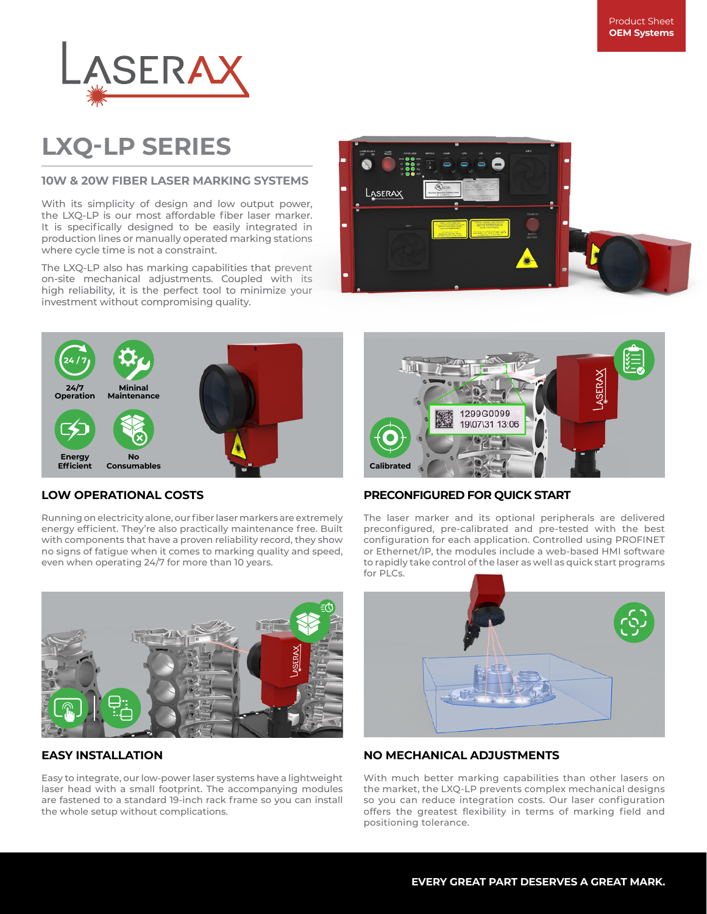Product Sheet
**OEM Systems**

# LXQ-LP SERIES

## 10W & 20W FIBER LASER MARKING SYSTEMS

With its simplicity of design and low output power, the LXQ-LP is our most affordable fiber laser marker. It is specifically designed to be easily integrated in production lines or manually operated marking stations where cycle time is not a constraint.

The LXQ-LP also has marking capabilities that prevent on-site mechanical adjustments. Coupled with its high reliability, it is the perfect tool to minimize your investment without compromising quality.

24/7 Operation | Minimal Maintenance | Energy Efficient | No Consumables

## LOW OPERATIONAL COSTS

Running on electricity alone, our fiber laser markers are extremely energy efficient. They're also practically maintenance free. Built with components that have a proven reliability record, they show no signs of fatigue when it comes to marking quality and speed, even when operating 24/7 for more than 10 years.

Calibrated

## PRECONFIGURED FOR QUICK START

The laser marker and its optional peripherals are delivered preconfigured, pre-calibrated and pre-tested with the best configuration for each application. Controlled using PROFINET or Ethernet/IP, the modules include a web-based HMI software to rapidly take control of the laser as well as quick start programs for PLCs.

## EASY INSTALLATION

Easy to integrate, our low-power laser systems have a lightweight laser head with a small footprint. The accompanying modules are fastened to a standard 19-inch rack frame so you can install the whole setup without complications.

## NO MECHANICAL ADJUSTMENTS

With much better marking capabilities than other lasers on the market, the LXQ-LP prevents complex mechanical designs so you can reduce integration costs. Our laser configuration offers the greatest flexibility in terms of marking field and positioning tolerance.

**EVERY GREAT PART DESERVES A GREAT MARK.**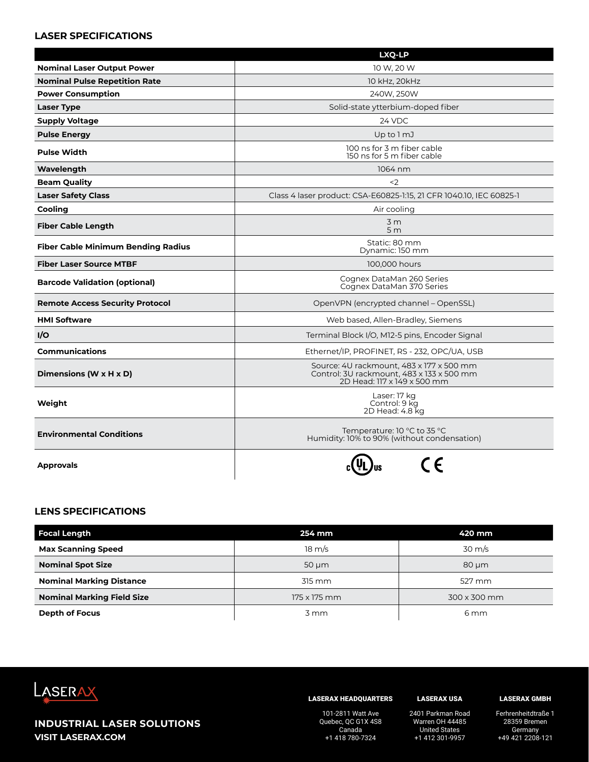## LASER SPECIFICATIONS

| | LXQ-LP |
|---|---|
| **Nominal Laser Output Power** | 10 W, 20 W |
| **Nominal Pulse Repetition Rate** | 10 kHz, 20kHz |
| **Power Consumption** | 240W, 250W |
| **Laser Type** | Solid-state ytterbium-doped fiber |
| **Supply Voltage** | 24 VDC |
| **Pulse Energy** | Up to 1 mJ |
| **Pulse Width** | 100 ns for 3 m fiber cable<br>150 ns for 5 m fiber cable |
| **Wavelength** | 1064 nm |
| **Beam Quality** | <2 |
| **Laser Safety Class** | Class 4 laser product: CSA-E60825-1:15, 21 CFR 1040.10, IEC 60825-1 |
| **Cooling** | Air cooling |
| **Fiber Cable Length** | 3 m<br>5 m |
| **Fiber Cable Minimum Bending Radius** | Static: 80 mm<br>Dynamic: 150 mm |
| **Fiber Laser Source MTBF** | 100,000 hours |
| **Barcode Validation (optional)** | Cognex DataMan 260 Series<br>Cognex DataMan 370 Series |
| **Remote Access Security Protocol** | OpenVPN (encrypted channel – OpenSSL) |
| **HMI Software** | Web based, Allen-Bradley, Siemens |
| **I/O** | Terminal Block I/O, M12-5 pins, Encoder Signal |
| **Communications** | Ethernet/IP, PROFINET, RS - 232, OPC/UA, USB |
| **Dimensions (W x H x D)** | Source: 4U rackmount, 483 x 177 x 500 mm<br>Control: 3U rackmount, 483 x 133 x 500 mm<br>2D Head: 117 x 149 x 500 mm |
| **Weight** | Laser: 17 kg<br>Control: 9 kg<br>2D Head: 4.8 kg |
| **Environmental Conditions** | Temperature: 10 °C to 35 °C<br>Humidity: 10% to 90% (without condensation) |
| **Approvals** | cULus, CE |

## LENS SPECIFICATIONS

| Focal Length | 254 mm | 420 mm |
|---|---|---|
| **Max Scanning Speed** | 18 m/s | 30 m/s |
| **Nominal Spot Size** | 50 μm | 80 μm |
| **Nominal Marking Distance** | 315 mm | 527 mm |
| **Nominal Marking Field Size** | 175 x 175 mm | 300 x 300 mm |
| **Depth of Focus** | 3 mm | 6 mm |

LASERAX

**INDUSTRIAL LASER SOLUTIONS**
**VISIT LASERAX.COM**

**LASERAX HEADQUARTERS**
101-2811 Watt Ave
Quebec, QC G1X 4S8
Canada
+1 418 780-7324

**LASERAX USA**
2401 Parkman Road
Warren OH 44485
United States
+1 412 301-9957

**LASERAX GMBH**
Ferhrenheitdtraße 1
28359 Bremen
Germany
+49 421 2208-121